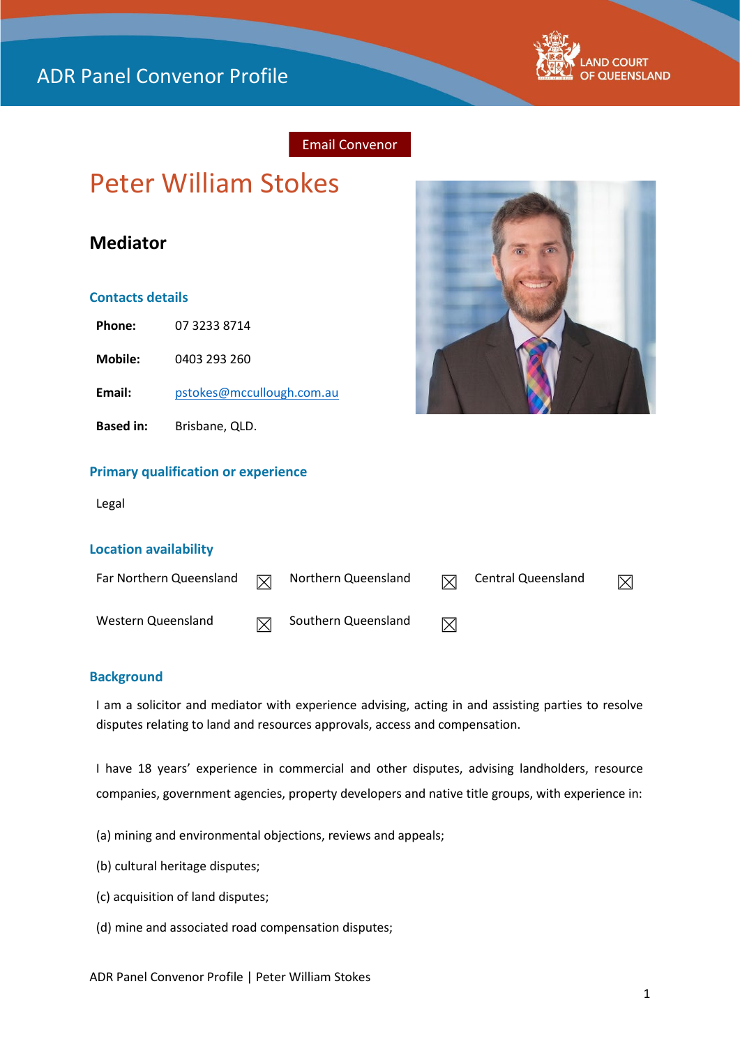# ADR Panel Convenor Profile

Email Convenor

# Peter William Stokes

## Mediator

### Contacts details

| | |
|---|---|
| **Phone:** | 07 3233 8714 |
| **Mobile:** | 0403 293 260 |
| **Email:** | pstokes@mccullough.com.au |
| **Based in:** | Brisbane, QLD. |

### Primary qualification or experience

Legal

### Location availability

| | | | | | |
|---|---|---|---|---|---|
| Far Northern Queensland | ☒ | Northern Queensland | ☒ | Central Queensland | ☒ |
| Western Queensland | ☒ | Southern Queensland | ☒ | | |

### Background

I am a solicitor and mediator with experience advising, acting in and assisting parties to resolve disputes relating to land and resources approvals, access and compensation.

I have 18 years' experience in commercial and other disputes, advising landholders, resource companies, government agencies, property developers and native title groups, with experience in:

(a) mining and environmental objections, reviews and appeals;

(b) cultural heritage disputes;

(c) acquisition of land disputes;

(d) mine and associated road compensation disputes;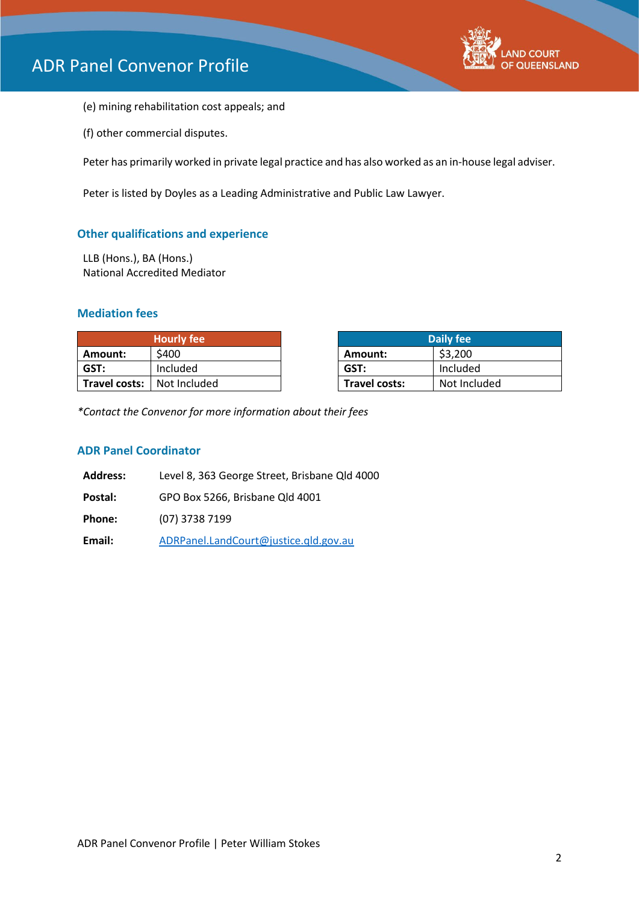(e) mining rehabilitation cost appeals; and

(f) other commercial disputes.

Peter has primarily worked in private legal practice and has also worked as an in-house legal adviser.

Peter is listed by Doyles as a Leading Administrative and Public Law Lawyer.

## Other qualifications and experience

LLB (Hons.), BA (Hons.)
National Accredited Mediator

## Mediation fees

| Hourly fee | |
|---|---|
| **Amount:** | $400 |
| **GST:** | Included |
| **Travel costs:** | Not Included |

| Daily fee | |
|---|---|
| **Amount:** | $3,200 |
| **GST:** | Included |
| **Travel costs:** | Not Included |

*\*Contact the Convenor for more information about their fees*

## ADR Panel Coordinator

**Address:** Level 8, 363 George Street, Brisbane Qld 4000

**Postal:** GPO Box 5266, Brisbane Qld 4001

**Phone:** (07) 3738 7199

**Email:** ADRPanel.LandCourt@justice.qld.gov.au